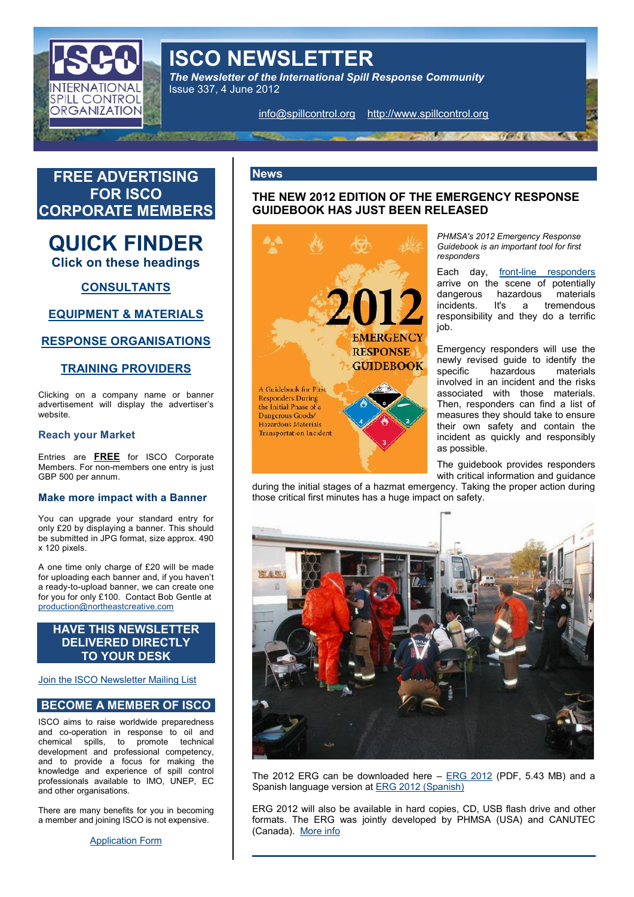# ISCO NEWSLETTER

***The Newsletter of the International Spill Response Community***

Issue 337, 4 June 2012

info@spillcontrol.org   http://www.spillcontrol.org

## FREE ADVERTISING FOR ISCO CORPORATE MEMBERS

## QUICK FINDER

**Click on these headings**

**CONSULTANTS**

**EQUIPMENT & MATERIALS**

**RESPONSE ORGANISATIONS**

**TRAINING PROVIDERS**

Clicking on a company name or banner advertisement will display the advertiser's website.

### Reach your Market

Entries are **FREE** for ISCO Corporate Members. For non-members one entry is just GBP 500 per annum.

### Make more impact with a Banner

You can upgrade your standard entry for only £20 by displaying a banner. This should be submitted in JPG format, size approx. 490 x 120 pixels.

A one time only charge of £20 will be made for uploading each banner and, if you haven't a ready-to-upload banner, we can create one for you for only £100. Contact Bob Gentle at production@northeastcreative.com

## HAVE THIS NEWSLETTER DELIVERED DIRECTLY TO YOUR DESK

Join the ISCO Newsletter Mailing List

## BECOME A MEMBER OF ISCO

ISCO aims to raise worldwide preparedness and co-operation in response to oil and chemical spills, to promote technical development and professional competency, and to provide a focus for making the knowledge and experience of spill control professionals available to IMO, UNEP, EC and other organisations.

There are many benefits for you in becoming a member and joining ISCO is not expensive.

Application Form

## News

### THE NEW 2012 EDITION OF THE EMERGENCY RESPONSE GUIDEBOOK HAS JUST BEEN RELEASED

*PHMSA's 2012 Emergency Response Guidebook is an important tool for first responders*

Each day, front-line responders arrive on the scene of potentially dangerous hazardous materials incidents. It's a tremendous responsibility and they do a terrific job.

Emergency responders will use the newly revised guide to identify the specific hazardous materials involved in an incident and the risks associated with those materials. Then, responders can find a list of measures they should take to ensure their own safety and contain the incident as quickly and responsibly as possible.

The guidebook provides responders with critical information and guidance during the initial stages of a hazmat emergency. Taking the proper action during those critical first minutes has a huge impact on safety.

The 2012 ERG can be downloaded here – ERG 2012 (PDF, 5.43 MB) and a Spanish language version at ERG 2012 (Spanish)

ERG 2012 will also be available in hard copies, CD, USB flash drive and other formats. The ERG was jointly developed by PHMSA (USA) and CANUTEC (Canada). More info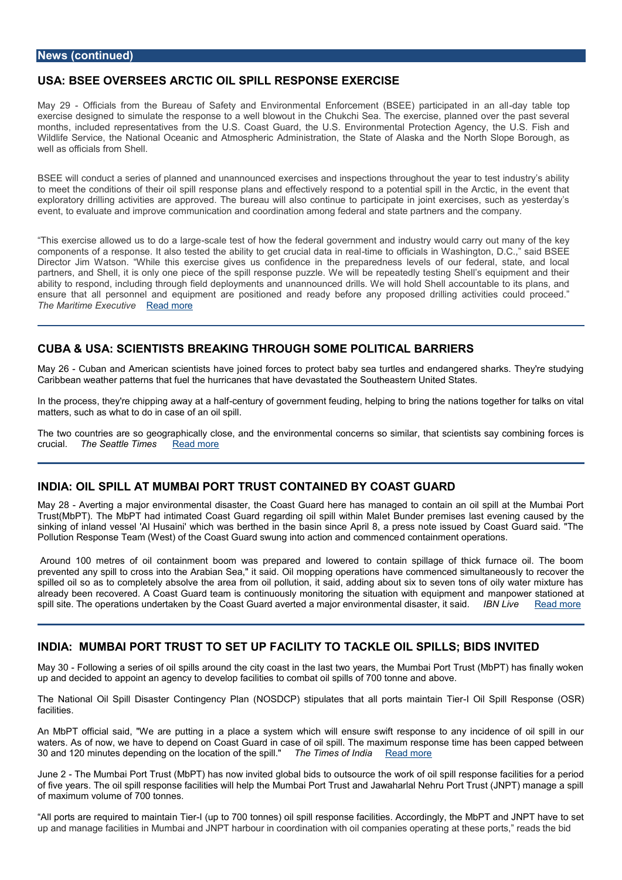## News (continued)

### USA: BSEE OVERSEES ARCTIC OIL SPILL RESPONSE EXERCISE

May 29 - Officials from the Bureau of Safety and Environmental Enforcement (BSEE) participated in an all-day table top exercise designed to simulate the response to a well blowout in the Chukchi Sea. The exercise, planned over the past several months, included representatives from the U.S. Coast Guard, the U.S. Environmental Protection Agency, the U.S. Fish and Wildlife Service, the National Oceanic and Atmospheric Administration, the State of Alaska and the North Slope Borough, as well as officials from Shell.

BSEE will conduct a series of planned and unannounced exercises and inspections throughout the year to test industry's ability to meet the conditions of their oil spill response plans and effectively respond to a potential spill in the Arctic, in the event that exploratory drilling activities are approved. The bureau will also continue to participate in joint exercises, such as yesterday's event, to evaluate and improve communication and coordination among federal and state partners and the company.

"This exercise allowed us to do a large-scale test of how the federal government and industry would carry out many of the key components of a response. It also tested the ability to get crucial data in real-time to officials in Washington, D.C.," said BSEE Director Jim Watson. "While this exercise gives us confidence in the preparedness levels of our federal, state, and local partners, and Shell, it is only one piece of the spill response puzzle. We will be repeatedly testing Shell's equipment and their ability to respond, including through field deployments and unannounced drills. We will hold Shell accountable to its plans, and ensure that all personnel and equipment are positioned and ready before any proposed drilling activities could proceed." *The Maritime Executive* Read more

---

### CUBA & USA: SCIENTISTS BREAKING THROUGH SOME POLITICAL BARRIERS

May 26 - Cuban and American scientists have joined forces to protect baby sea turtles and endangered sharks. They're studying Caribbean weather patterns that fuel the hurricanes that have devastated the Southeastern United States.

In the process, they're chipping away at a half-century of government feuding, helping to bring the nations together for talks on vital matters, such as what to do in case of an oil spill.

The two countries are so geographically close, and the environmental concerns so similar, that scientists say combining forces is crucial. *The Seattle Times* Read more

---

### INDIA: OIL SPILL AT MUMBAI PORT TRUST CONTAINED BY COAST GUARD

May 28 - Averting a major environmental disaster, the Coast Guard here has managed to contain an oil spill at the Mumbai Port Trust(MbPT). The MbPT had intimated Coast Guard regarding oil spill within Malet Bunder premises last evening caused by the sinking of inland vessel 'Al Husaini' which was berthed in the basin since April 8, a press note issued by Coast Guard said. "The Pollution Response Team (West) of the Coast Guard swung into action and commenced containment operations.

Around 100 metres of oil containment boom was prepared and lowered to contain spillage of thick furnace oil. The boom prevented any spill to cross into the Arabian Sea," it said. Oil mopping operations have commenced simultaneously to recover the spilled oil so as to completely absolve the area from oil pollution, it said, adding about six to seven tons of oily water mixture has already been recovered. A Coast Guard team is continuously monitoring the situation with equipment and manpower stationed at spill site. The operations undertaken by the Coast Guard averted a major environmental disaster, it said. *IBN Live* Read more

---

### INDIA: MUMBAI PORT TRUST TO SET UP FACILITY TO TACKLE OIL SPILLS; BIDS INVITED

May 30 - Following a series of oil spills around the city coast in the last two years, the Mumbai Port Trust (MbPT) has finally woken up and decided to appoint an agency to develop facilities to combat oil spills of 700 tonne and above.

The National Oil Spill Disaster Contingency Plan (NOSDCP) stipulates that all ports maintain Tier-I Oil Spill Response (OSR) facilities.

An MbPT official said, "We are putting in a place a system which will ensure swift response to any incidence of oil spill in our waters. As of now, we have to depend on Coast Guard in case of oil spill. The maximum response time has been capped between 30 and 120 minutes depending on the location of the spill." *The Times of India* Read more

June 2 - The Mumbai Port Trust (MbPT) has now invited global bids to outsource the work of oil spill response facilities for a period of five years. The oil spill response facilities will help the Mumbai Port Trust and Jawaharlal Nehru Port Trust (JNPT) manage a spill of maximum volume of 700 tonnes.

"All ports are required to maintain Tier-I (up to 700 tonnes) oil spill response facilities. Accordingly, the MbPT and JNPT have to set up and manage facilities in Mumbai and JNPT harbour in coordination with oil companies operating at these ports," reads the bid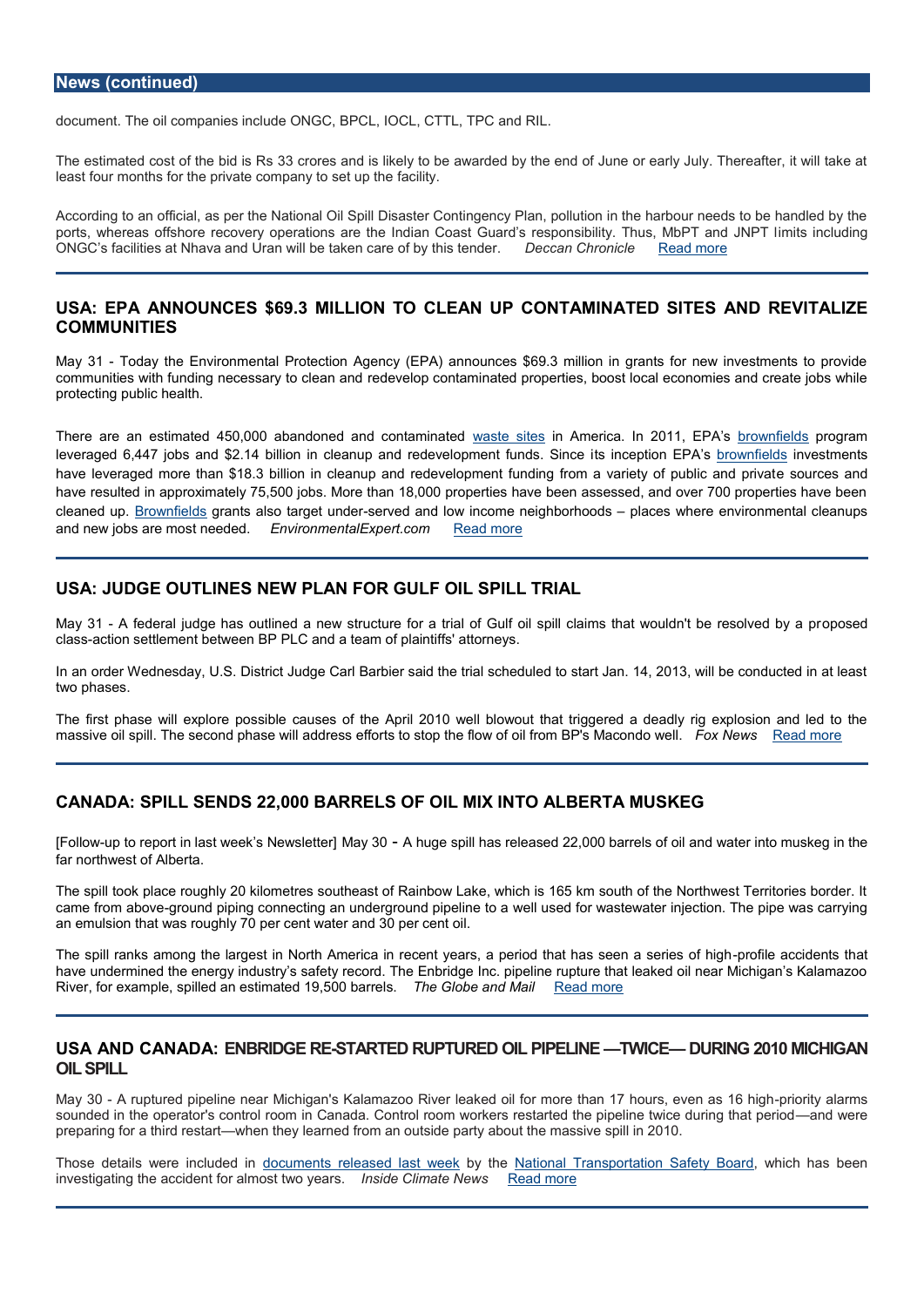document. The oil companies include ONGC, BPCL, IOCL, CTTL, TPC and RIL.

The estimated cost of the bid is Rs 33 crores and is likely to be awarded by the end of June or early July. Thereafter, it will take at least four months for the private company to set up the facility.

According to an official, as per the National Oil Spill Disaster Contingency Plan, pollution in the harbour needs to be handled by the ports, whereas offshore recovery operations are the Indian Coast Guard's responsibility. Thus, MbPT and JNPT limits including ONGC's facilities at Nhava and Uran will be taken care of by this tender. *Deccan Chronicle* Read more

## USA: EPA ANNOUNCES $69.3 MILLION TO CLEAN UP CONTAMINATED SITES AND REVITALIZE COMMUNITIES

May 31 - Today the Environmental Protection Agency (EPA) announces $69.3 million in grants for new investments to provide communities with funding necessary to clean and redevelop contaminated properties, boost local economies and create jobs while protecting public health.

There are an estimated 450,000 abandoned and contaminated waste sites in America. In 2011, EPA's brownfields program leveraged 6,447 jobs and $2.14 billion in cleanup and redevelopment funds. Since its inception EPA's brownfields investments have leveraged more than $18.3 billion in cleanup and redevelopment funding from a variety of public and private sources and have resulted in approximately 75,500 jobs. More than 18,000 properties have been assessed, and over 700 properties have been cleaned up. Brownfields grants also target under-served and low income neighborhoods – places where environmental cleanups and new jobs are most needed. *EnvironmentalExpert.com* Read more

## USA: JUDGE OUTLINES NEW PLAN FOR GULF OIL SPILL TRIAL

May 31 - A federal judge has outlined a new structure for a trial of Gulf oil spill claims that wouldn't be resolved by a proposed class-action settlement between BP PLC and a team of plaintiffs' attorneys.

In an order Wednesday, U.S. District Judge Carl Barbier said the trial scheduled to start Jan. 14, 2013, will be conducted in at least two phases.

The first phase will explore possible causes of the April 2010 well blowout that triggered a deadly rig explosion and led to the massive oil spill. The second phase will address efforts to stop the flow of oil from BP's Macondo well. *Fox News* Read more

## CANADA: SPILL SENDS 22,000 BARRELS OF OIL MIX INTO ALBERTA MUSKEG

[Follow-up to report in last week's Newsletter] May 30 - A huge spill has released 22,000 barrels of oil and water into muskeg in the far northwest of Alberta.

The spill took place roughly 20 kilometres southeast of Rainbow Lake, which is 165 km south of the Northwest Territories border. It came from above-ground piping connecting an underground pipeline to a well used for wastewater injection. The pipe was carrying an emulsion that was roughly 70 per cent water and 30 per cent oil.

The spill ranks among the largest in North America in recent years, a period that has seen a series of high-profile accidents that have undermined the energy industry's safety record. The Enbridge Inc. pipeline rupture that leaked oil near Michigan's Kalamazoo River, for example, spilled an estimated 19,500 barrels. *The Globe and Mail* Read more

## USA AND CANADA: ENBRIDGE RE-STARTED RUPTURED OIL PIPELINE —TWICE— DURING 2010 MICHIGAN OIL SPILL

May 30 - A ruptured pipeline near Michigan's Kalamazoo River leaked oil for more than 17 hours, even as 16 high-priority alarms sounded in the operator's control room in Canada. Control room workers restarted the pipeline twice during that period—and were preparing for a third restart—when they learned from an outside party about the massive spill in 2010.

Those details were included in documents released last week by the National Transportation Safety Board, which has been investigating the accident for almost two years. *Inside Climate News* Read more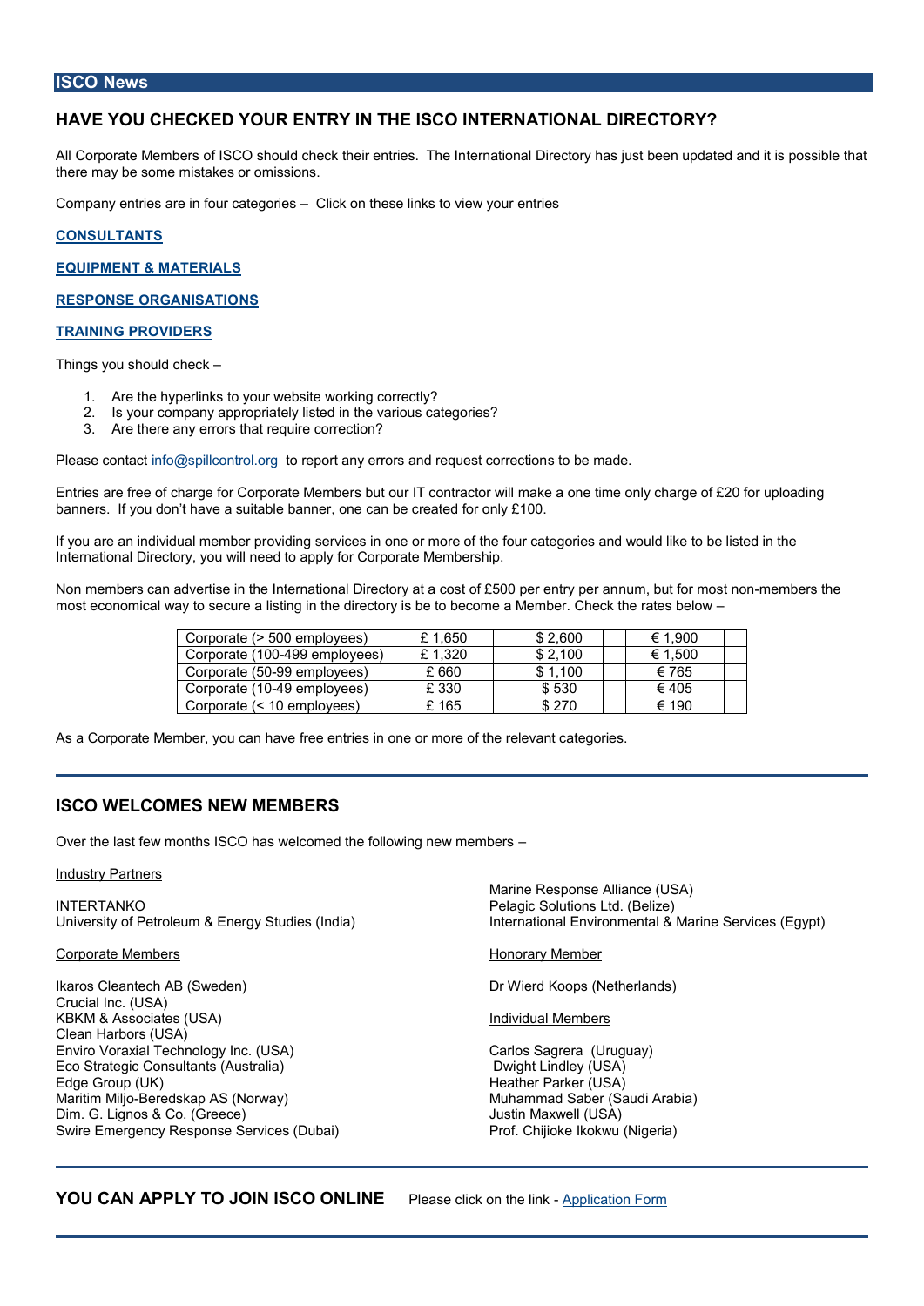## ISCO News

### HAVE YOU CHECKED YOUR ENTRY IN THE ISCO INTERNATIONAL DIRECTORY?

All Corporate Members of ISCO should check their entries. The International Directory has just been updated and it is possible that there may be some mistakes or omissions.

Company entries are in four categories – Click on these links to view your entries

**CONSULTANTS**

**EQUIPMENT & MATERIALS**

**RESPONSE ORGANISATIONS**

**TRAINING PROVIDERS**

Things you should check –

1. Are the hyperlinks to your website working correctly?
2. Is your company appropriately listed in the various categories?
3. Are there any errors that require correction?

Please contact info@spillcontrol.org to report any errors and request corrections to be made.

Entries are free of charge for Corporate Members but our IT contractor will make a one time only charge of £20 for uploading banners. If you don't have a suitable banner, one can be created for only £100.

If you are an individual member providing services in one or more of the four categories and would like to be listed in the International Directory, you will need to apply for Corporate Membership.

Non members can advertise in the International Directory at a cost of £500 per entry per annum, but for most non-members the most economical way to secure a listing in the directory is be to become a Member. Check the rates below –

| | | | |
|---|---|---|---|
| Corporate (> 500 employees) | £ 1,650 | $ 2,600 | € 1,900 |
| Corporate (100-499 employees) | £ 1,320 | $ 2,100 | € 1,500 |
| Corporate (50-99 employees) | £ 660 | $ 1,100 | € 765 |
| Corporate (10-49 employees) | £ 330 | $ 530 | € 405 |
| Corporate (< 10 employees) | £ 165 | $ 270 | € 190 |

As a Corporate Member, you can have free entries in one or more of the relevant categories.

---

### ISCO WELCOMES NEW MEMBERS

Over the last few months ISCO has welcomed the following new members –

Industry Partners

INTERTANKO
University of Petroleum & Energy Studies (India)

Corporate Members

Ikaros Cleantech AB (Sweden)
Crucial Inc. (USA)
KBKM & Associates (USA)
Clean Harbors (USA)
Enviro Voraxial Technology Inc. (USA)
Eco Strategic Consultants (Australia)
Edge Group (UK)
Maritim Miljo-Beredskap AS (Norway)
Dim. G. Lignos & Co. (Greece)
Swire Emergency Response Services (Dubai)
Marine Response Alliance (USA)
Pelagic Solutions Ltd. (Belize)
International Environmental & Marine Services (Egypt)

Honorary Member

Dr Wierd Koops (Netherlands)

Individual Members

Carlos Sagrera (Uruguay)
Dwight Lindley (USA)
Heather Parker (USA)
Muhammad Saber (Saudi Arabia)
Justin Maxwell (USA)
Prof. Chijioke Ikokwu (Nigeria)

---

**YOU CAN APPLY TO JOIN ISCO ONLINE** Please click on the link - Application Form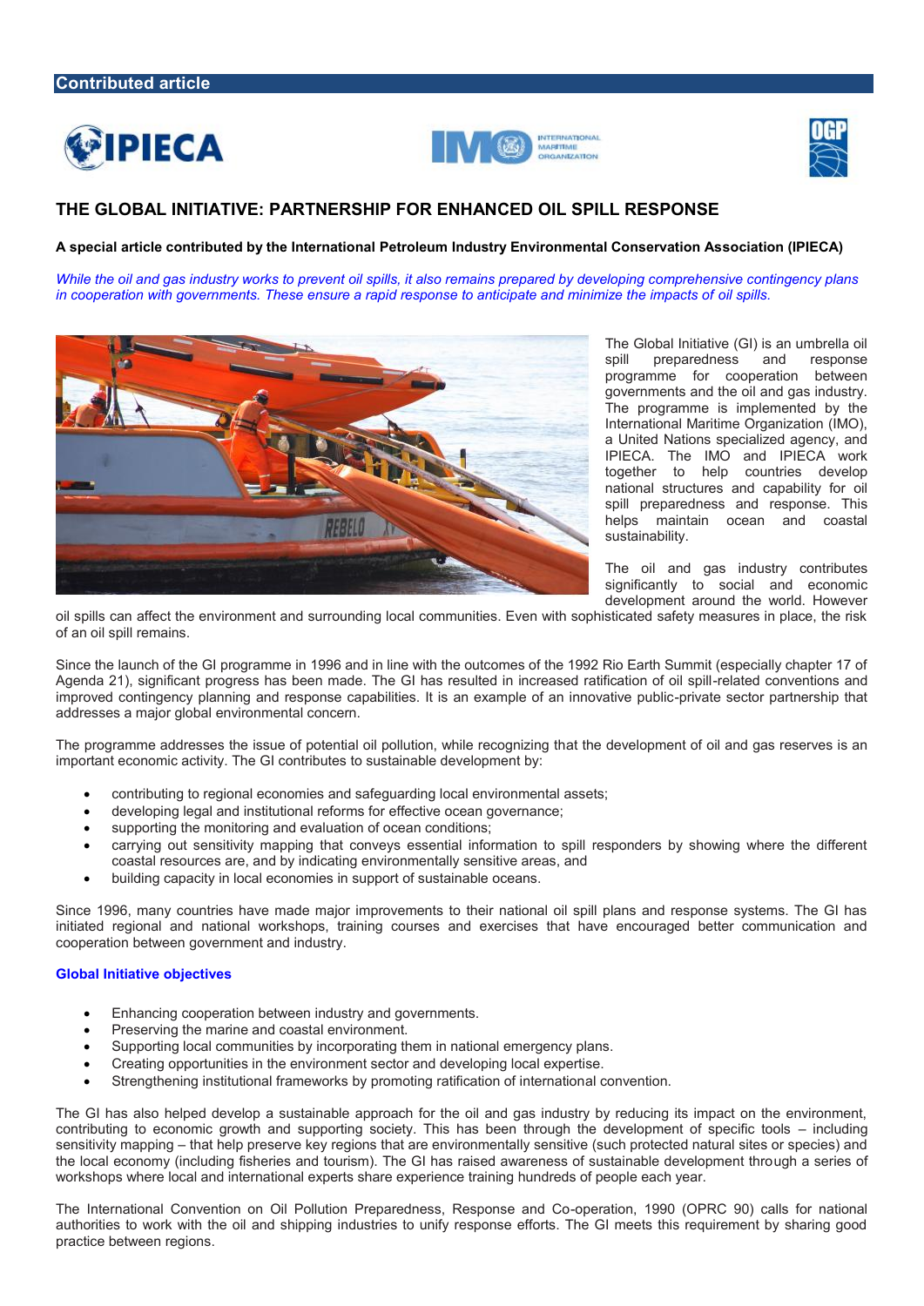**Contributed article**

# THE GLOBAL INITIATIVE: PARTNERSHIP FOR ENHANCED OIL SPILL RESPONSE

**A special article contributed by the International Petroleum Industry Environmental Conservation Association (IPIECA)**

*While the oil and gas industry works to prevent oil spills, it also remains prepared by developing comprehensive contingency plans in cooperation with governments. These ensure a rapid response to anticipate and minimize the impacts of oil spills.*

The Global Initiative (GI) is an umbrella oil spill preparedness and response programme for cooperation between governments and the oil and gas industry. The programme is implemented by the International Maritime Organization (IMO), a United Nations specialized agency, and IPIECA. The IMO and IPIECA work together to help countries develop national structures and capability for oil spill preparedness and response. This helps maintain ocean and coastal sustainability.

The oil and gas industry contributes significantly to social and economic development around the world. However oil spills can affect the environment and surrounding local communities. Even with sophisticated safety measures in place, the risk of an oil spill remains.

Since the launch of the GI programme in 1996 and in line with the outcomes of the 1992 Rio Earth Summit (especially chapter 17 of Agenda 21), significant progress has been made. The GI has resulted in increased ratification of oil spill-related conventions and improved contingency planning and response capabilities. It is an example of an innovative public-private sector partnership that addresses a major global environmental concern.

The programme addresses the issue of potential oil pollution, while recognizing that the development of oil and gas reserves is an important economic activity. The GI contributes to sustainable development by:

- contributing to regional economies and safeguarding local environmental assets;
- developing legal and institutional reforms for effective ocean governance;
- supporting the monitoring and evaluation of ocean conditions;
- carrying out sensitivity mapping that conveys essential information to spill responders by showing where the different coastal resources are, and by indicating environmentally sensitive areas, and
- building capacity in local economies in support of sustainable oceans.

Since 1996, many countries have made major improvements to their national oil spill plans and response systems. The GI has initiated regional and national workshops, training courses and exercises that have encouraged better communication and cooperation between government and industry.

### Global Initiative objectives

- Enhancing cooperation between industry and governments.
- Preserving the marine and coastal environment.
- Supporting local communities by incorporating them in national emergency plans.
- Creating opportunities in the environment sector and developing local expertise.
- Strengthening institutional frameworks by promoting ratification of international convention.

The GI has also helped develop a sustainable approach for the oil and gas industry by reducing its impact on the environment, contributing to economic growth and supporting society. This has been through the development of specific tools – including sensitivity mapping – that help preserve key regions that are environmentally sensitive (such protected natural sites or species) and the local economy (including fisheries and tourism). The GI has raised awareness of sustainable development through a series of workshops where local and international experts share experience training hundreds of people each year.

The International Convention on Oil Pollution Preparedness, Response and Co-operation, 1990 (OPRC 90) calls for national authorities to work with the oil and shipping industries to unify response efforts. The GI meets this requirement by sharing good practice between regions.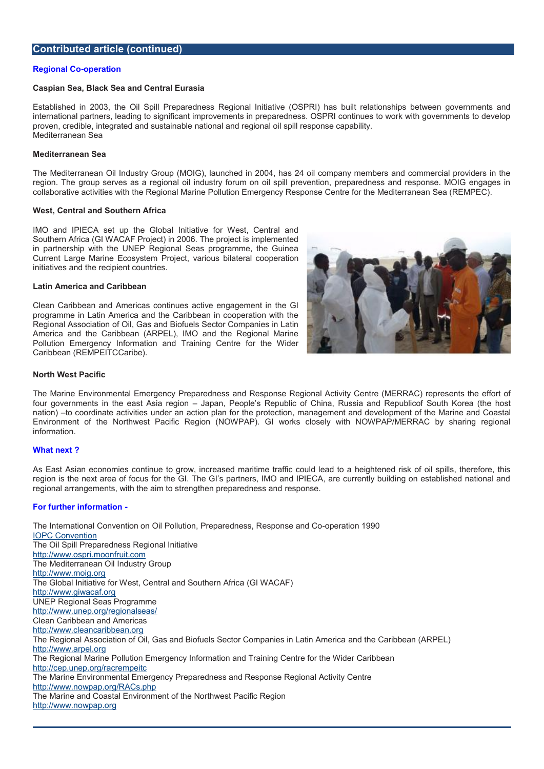## Contributed article (continued)

### Regional Co-operation

#### Caspian Sea, Black Sea and Central Eurasia

Established in 2003, the Oil Spill Preparedness Regional Initiative (OSPRI) has built relationships between governments and international partners, leading to significant improvements in preparedness. OSPRI continues to work with governments to develop proven, credible, integrated and sustainable national and regional oil spill response capability.
Mediterranean Sea

#### Mediterranean Sea

The Mediterranean Oil Industry Group (MOIG), launched in 2004, has 24 oil company members and commercial providers in the region. The group serves as a regional oil industry forum on oil spill prevention, preparedness and response. MOIG engages in collaborative activities with the Regional Marine Pollution Emergency Response Centre for the Mediterranean Sea (REMPEC).

#### West, Central and Southern Africa

IMO and IPIECA set up the Global Initiative for West, Central and Southern Africa (GI WACAF Project) in 2006. The project is implemented in partnership with the UNEP Regional Seas programme, the Guinea Current Large Marine Ecosystem Project, various bilateral cooperation initiatives and the recipient countries.

#### Latin America and Caribbean

Clean Caribbean and Americas continues active engagement in the GI programme in Latin America and the Caribbean in cooperation with the Regional Association of Oil, Gas and Biofuels Sector Companies in Latin America and the Caribbean (ARPEL), IMO and the Regional Marine Pollution Emergency Information and Training Centre for the Wider Caribbean (REMPEITCCaribe).

#### North West Pacific

The Marine Environmental Emergency Preparedness and Response Regional Activity Centre (MERRAC) represents the effort of four governments in the east Asia region – Japan, People's Republic of China, Russia and Republicof South Korea (the host nation) –to coordinate activities under an action plan for the protection, management and development of the Marine and Coastal Environment of the Northwest Pacific Region (NOWPAP). GI works closely with NOWPAP/MERRAC by sharing regional information.

### What next ?

As East Asian economies continue to grow, increased maritime traffic could lead to a heightened risk of oil spills, therefore, this region is the next area of focus for the GI. The GI's partners, IMO and IPIECA, are currently building on established national and regional arrangements, with the aim to strengthen preparedness and response.

### For further information -

The International Convention on Oil Pollution, Preparedness, Response and Co-operation 1990
IOPC Convention
The Oil Spill Preparedness Regional Initiative
http://www.ospri.moonfruit.com
The Mediterranean Oil Industry Group
http://www.moig.org
The Global Initiative for West, Central and Southern Africa (GI WACAF)
http://www.giwacaf.org
UNEP Regional Seas Programme
http://www.unep.org/regionalseas/
Clean Caribbean and Americas
http://www.cleancaribbean.org
The Regional Association of Oil, Gas and Biofuels Sector Companies in Latin America and the Caribbean (ARPEL)
http://www.arpel.org
The Regional Marine Pollution Emergency Information and Training Centre for the Wider Caribbean
http://cep.unep.org/racrempeitc
The Marine Environmental Emergency Preparedness and Response Regional Activity Centre
http://www.nowpap.org/RACs.php
The Marine and Coastal Environment of the Northwest Pacific Region
http://www.nowpap.org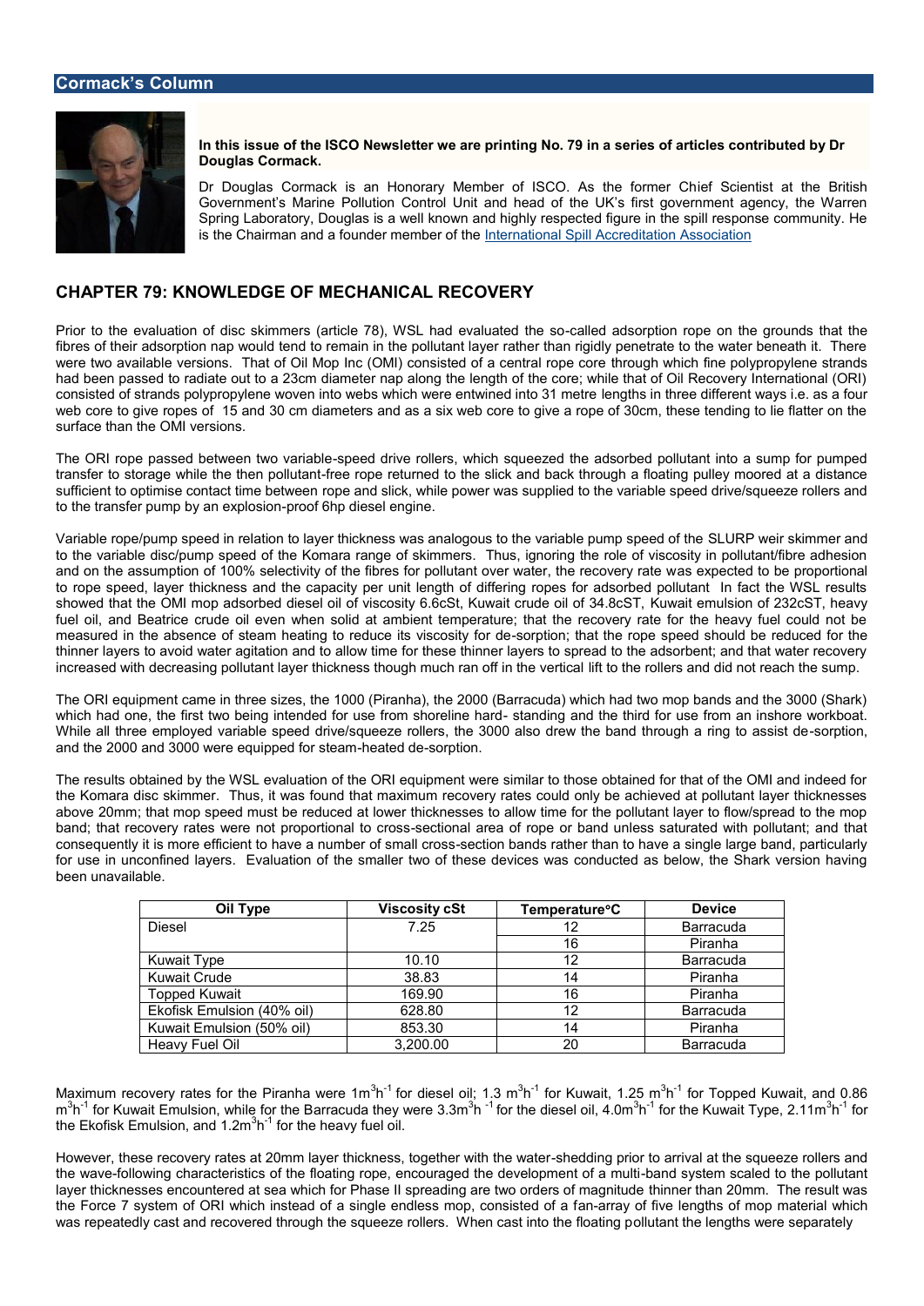## Cormack's Column

**In this issue of the ISCO Newsletter we are printing No. 79 in a series of articles contributed by Dr Douglas Cormack.**

Dr Douglas Cormack is an Honorary Member of ISCO. As the former Chief Scientist at the British Government's Marine Pollution Control Unit and head of the UK's first government agency, the Warren Spring Laboratory, Douglas is a well known and highly respected figure in the spill response community. He is the Chairman and a founder member of the International Spill Accreditation Association

## CHAPTER 79: KNOWLEDGE OF MECHANICAL RECOVERY

Prior to the evaluation of disc skimmers (article 78), WSL had evaluated the so-called adsorption rope on the grounds that the fibres of their adsorption nap would tend to remain in the pollutant layer rather than rigidly penetrate to the water beneath it. There were two available versions. That of Oil Mop Inc (OMI) consisted of a central rope core through which fine polypropylene strands had been passed to radiate out to a 23cm diameter nap along the length of the core; while that of Oil Recovery International (ORI) consisted of strands polypropylene woven into webs which were entwined into 31 metre lengths in three different ways i.e. as a four web core to give ropes of 15 and 30 cm diameters and as a six web core to give a rope of 30cm, these tending to lie flatter on the surface than the OMI versions.

The ORI rope passed between two variable-speed drive rollers, which squeezed the adsorbed pollutant into a sump for pumped transfer to storage while the then pollutant-free rope returned to the slick and back through a floating pulley moored at a distance sufficient to optimise contact time between rope and slick, while power was supplied to the variable speed drive/squeeze rollers and to the transfer pump by an explosion-proof 6hp diesel engine.

Variable rope/pump speed in relation to layer thickness was analogous to the variable pump speed of the SLURP weir skimmer and to the variable disc/pump speed of the Komara range of skimmers. Thus, ignoring the role of viscosity in pollutant/fibre adhesion and on the assumption of 100% selectivity of the fibres for pollutant over water, the recovery rate was expected to be proportional to rope speed, layer thickness and the capacity per unit length of differing ropes for adsorbed pollutant In fact the WSL results showed that the OMI mop adsorbed diesel oil of viscosity 6.6cSt, Kuwait crude oil of 34.8cSt, Kuwait emulsion of 232cST, heavy fuel oil, and Beatrice crude oil even when solid at ambient temperature; that the recovery rate for the heavy fuel could not be measured in the absence of steam heating to reduce its viscosity for de-sorption; that the rope speed should be reduced for the thinner layers to avoid water agitation and to allow time for these thinner layers to spread to the adsorbent; and that water recovery increased with decreasing pollutant layer thickness though much ran off in the vertical lift to the rollers and did not reach the sump.

The ORI equipment came in three sizes, the 1000 (Piranha), the 2000 (Barracuda) which had two mop bands and the 3000 (Shark) which had one, the first two being intended for use from shoreline hard- standing and the third for use from an inshore workboat. While all three employed variable speed drive/squeeze rollers, the 3000 also drew the band through a ring to assist de-sorption, and the 2000 and 3000 were equipped for steam-heated de-sorption.

The results obtained by the WSL evaluation of the ORI equipment were similar to those obtained for that of the OMI and indeed for the Komara disc skimmer. Thus, it was found that maximum recovery rates could only be achieved at pollutant layer thicknesses above 20mm; that mop speed must be reduced at lower thicknesses to allow time for the pollutant layer to flow/spread to the mop band; that recovery rates were not proportional to cross-sectional area of rope or band unless saturated with pollutant; and that consequently it is more efficient to have a number of small cross-section bands rather than to have a single large band, particularly for use in unconfined layers. Evaluation of the smaller two of these devices was conducted as below, the Shark version having been unavailable.

| Oil Type | Viscosity cSt | Temperature°C | Device |
|---|---|---|---|
| Diesel | 7.25 | 12 | Barracuda |
| | | 16 | Piranha |
| Kuwait Type | 10.10 | 12 | Barracuda |
| Kuwait Crude | 38.83 | 14 | Piranha |
| Topped Kuwait | 169.90 | 16 | Piranha |
| Ekofisk Emulsion (40% oil) | 628.80 | 12 | Barracuda |
| Kuwait Emulsion (50% oil) | 853.30 | 14 | Piranha |
| Heavy Fuel Oil | 3,200.00 | 20 | Barracuda |

Maximum recovery rates for the Piranha were $1m^3h^{-1}$ for diesel oil; 1.3 $m^3h^{-1}$ for Kuwait, 1.25 $m^3h^{-1}$ for Topped Kuwait, and 0.86 $m^3h^{-1}$ for Kuwait Emulsion, while for the Barracuda they were $3.3m^3h^{-1}$ for the diesel oil, $4.0m^3h^{-1}$ for the Kuwait Type, $2.11m^3h^{-1}$ for the Ekofisk Emulsion, and $1.2m^3h^{-1}$ for the heavy fuel oil.

However, these recovery rates at 20mm layer thickness, together with the water-shedding prior to arrival at the squeeze rollers and the wave-following characteristics of the floating rope, encouraged the development of a multi-band system scaled to the pollutant layer thicknesses encountered at sea which for Phase II spreading are two orders of magnitude thinner than 20mm. The result was the Force 7 system of ORI which instead of a single endless mop, consisted of a fan-array of five lengths of mop material which was repeatedly cast and recovered through the squeeze rollers. When cast into the floating pollutant the lengths were separately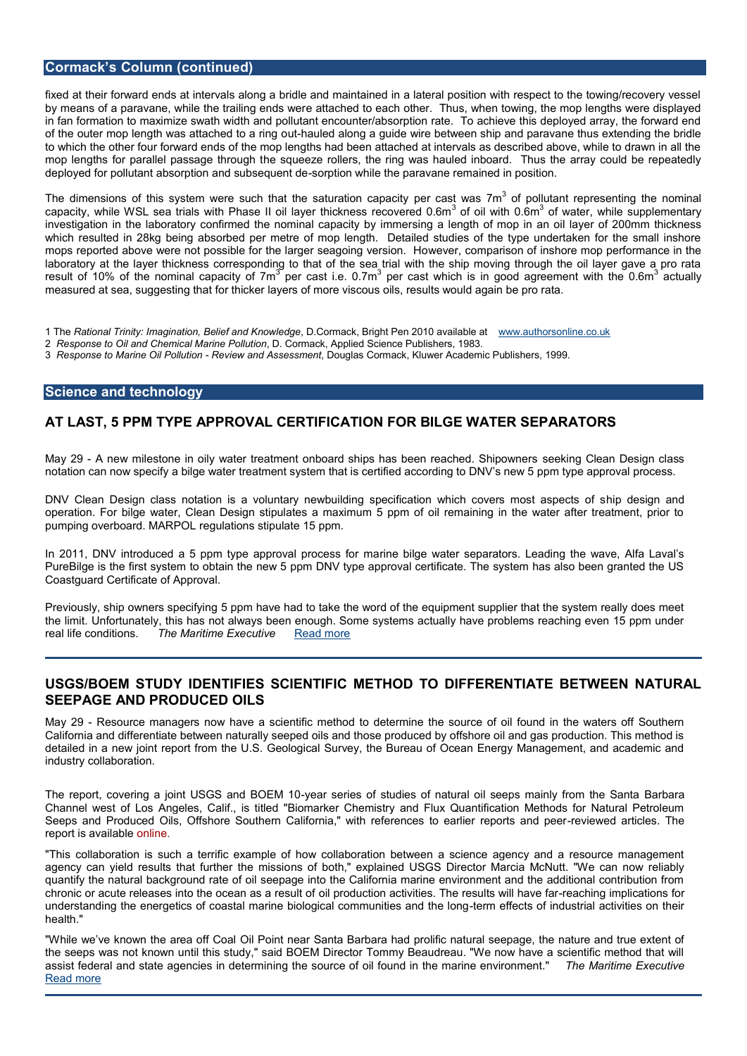## Cormack's Column (continued)

fixed at their forward ends at intervals along a bridle and maintained in a lateral position with respect to the towing/recovery vessel by means of a paravane, while the trailing ends were attached to each other. Thus, when towing, the mop lengths were displayed in fan formation to maximize swath width and pollutant encounter/absorption rate. To achieve this deployed array, the forward end of the outer mop length was attached to a ring out-hauled along a guide wire between ship and paravane thus extending the bridle to which the other four forward ends of the mop lengths had been attached at intervals as described above, while to drawn in all the mop lengths for parallel passage through the squeeze rollers, the ring was hauled inboard. Thus the array could be repeatedly deployed for pollutant absorption and subsequent de-sorption while the paravane remained in position.

The dimensions of this system were such that the saturation capacity per cast was $7m^3$ of pollutant representing the nominal capacity, while WSL sea trials with Phase II oil layer thickness recovered $0.6m^3$ of oil with $0.6m^3$ of water, while supplementary investigation in the laboratory confirmed the nominal capacity by immersing a length of mop in an oil layer of 200mm thickness which resulted in 28kg being absorbed per metre of mop length. Detailed studies of the type undertaken for the small inshore mops reported above were not possible for the larger seagoing version. However, comparison of inshore mop performance in the laboratory at the layer thickness corresponding to that of the sea trial with the ship moving through the oil layer gave a pro rata result of 10% of the nominal capacity of $7m^3$ per cast i.e. $0.7m^3$ per cast which is in good agreement with the $0.6m^3$ actually measured at sea, suggesting that for thicker layers of more viscous oils, results would again be pro rata.

1 The *Rational Trinity: Imagination, Belief and Knowledge*, D.Cormack, Bright Pen 2010 available at www.authorsonline.co.uk

2 *Response to Oil and Chemical Marine Pollution*, D. Cormack, Applied Science Publishers, 1983.

3 *Response to Marine Oil Pollution - Review and Assessment*, Douglas Cormack, Kluwer Academic Publishers, 1999.

## Science and technology

### AT LAST, 5 PPM TYPE APPROVAL CERTIFICATION FOR BILGE WATER SEPARATORS

May 29 - A new milestone in oily water treatment onboard ships has been reached. Shipowners seeking Clean Design class notation can now specify a bilge water treatment system that is certified according to DNV's new 5 ppm type approval process.

DNV Clean Design class notation is a voluntary newbuilding specification which covers most aspects of ship design and operation. For bilge water, Clean Design stipulates a maximum 5 ppm of oil remaining in the water after treatment, prior to pumping overboard. MARPOL regulations stipulate 15 ppm.

In 2011, DNV introduced a 5 ppm type approval process for marine bilge water separators. Leading the wave, Alfa Laval's PureBilge is the first system to obtain the new 5 ppm DNV type approval certificate. The system has also been granted the US Coastguard Certificate of Approval.

Previously, ship owners specifying 5 ppm have had to take the word of the equipment supplier that the system really does meet the limit. Unfortunately, this has not always been enough. Some systems actually have problems reaching even 15 ppm under real life conditions. *The Maritime Executive* Read more

### USGS/BOEM STUDY IDENTIFIES SCIENTIFIC METHOD TO DIFFERENTIATE BETWEEN NATURAL SEEPAGE AND PRODUCED OILS

May 29 - Resource managers now have a scientific method to determine the source of oil found in the waters off Southern California and differentiate between naturally seeped oils and those produced by offshore oil and gas production. This method is detailed in a new joint report from the U.S. Geological Survey, the Bureau of Ocean Energy Management, and academic and industry collaboration.

The report, covering a joint USGS and BOEM 10-year series of studies of natural oil seeps mainly from the Santa Barbara Channel west of Los Angeles, Calif., is titled "Biomarker Chemistry and Flux Quantification Methods for Natural Petroleum Seeps and Produced Oils, Offshore Southern California," with references to earlier reports and peer-reviewed articles. The report is available online.

"This collaboration is such a terrific example of how collaboration between a science agency and a resource management agency can yield results that further the missions of both," explained USGS Director Marcia McNutt. "We can now reliably quantify the natural background rate of oil seepage into the California marine environment and the additional contribution from chronic or acute releases into the ocean as a result of oil production activities. The results will have far-reaching implications for understanding the energetics of coastal marine biological communities and the long-term effects of industrial activities on their health."

"While we've known the area off Coal Oil Point near Santa Barbara had prolific natural seepage, the nature and true extent of the seeps was not known until this study," said BOEM Director Tommy Beaudreau. "We now have a scientific method that will assist federal and state agencies in determining the source of oil found in the marine environment." *The Maritime Executive* Read more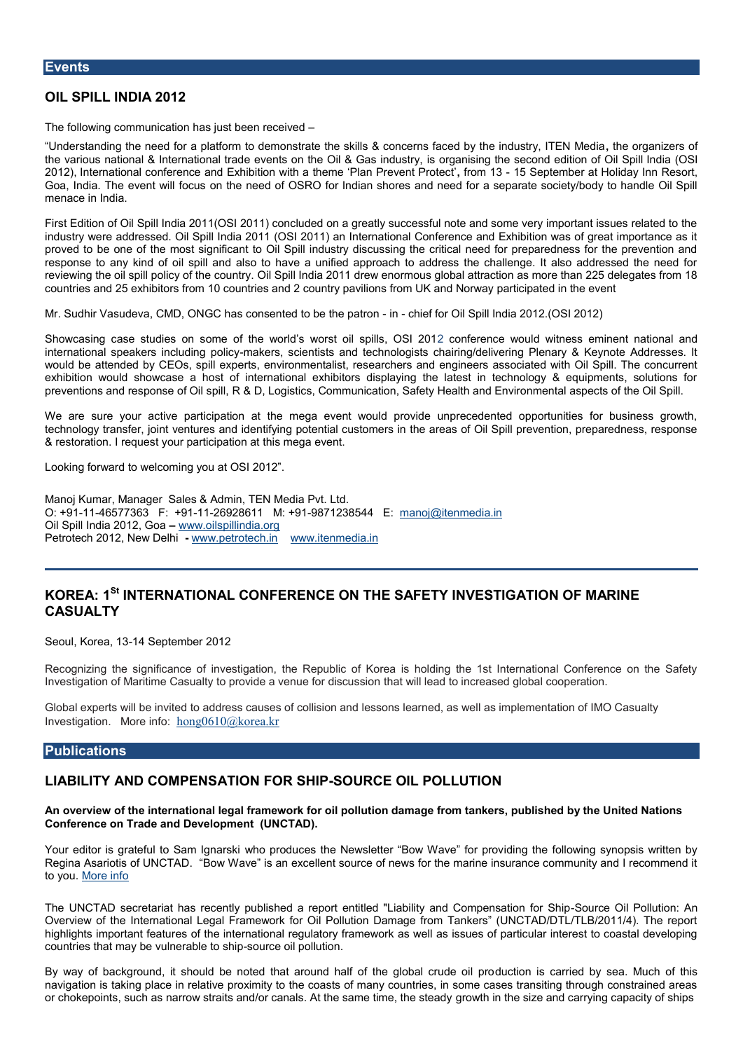## Events

### OIL SPILL INDIA 2012

The following communication has just been received –

"Understanding the need for a platform to demonstrate the skills & concerns faced by the industry, ITEN Media**,** the organizers of the various national & International trade events on the Oil & Gas industry, is organising the second edition of Oil Spill India (OSI 2012), International conference and Exhibition with a theme 'Plan Prevent Protect'**,** from 13 - 15 September at Holiday Inn Resort, Goa, India. The event will focus on the need of OSRO for Indian shores and need for a separate society/body to handle Oil Spill menace in India.

First Edition of Oil Spill India 2011(OSI 2011) concluded on a greatly successful note and some very important issues related to the industry were addressed. Oil Spill India 2011 (OSI 2011) an International Conference and Exhibition was of great importance as it proved to be one of the most significant to Oil Spill industry discussing the critical need for preparedness for the prevention and response to any kind of oil spill and also to have a unified approach to address the challenge. It also addressed the need for reviewing the oil spill policy of the country. Oil Spill India 2011 drew enormous global attraction as more than 225 delegates from 18 countries and 25 exhibitors from 10 countries and 2 country pavilions from UK and Norway participated in the event

Mr. Sudhir Vasudeva, CMD, ONGC has consented to be the patron - in - chief for Oil Spill India 2012.(OSI 2012)

Showcasing case studies on some of the world's worst oil spills, OSI 2012 conference would witness eminent national and international speakers including policy-makers, scientists and technologists chairing/delivering Plenary & Keynote Addresses. It would be attended by CEOs, spill experts, environmentalist, researchers and engineers associated with Oil Spill. The concurrent exhibition would showcase a host of international exhibitors displaying the latest in technology & equipments, solutions for preventions and response of Oil spill, R & D, Logistics, Communication, Safety Health and Environmental aspects of the Oil Spill.

We are sure your active participation at the mega event would provide unprecedented opportunities for business growth, technology transfer, joint ventures and identifying potential customers in the areas of Oil Spill prevention, preparedness, response & restoration. I request your participation at this mega event.

Looking forward to welcoming you at OSI 2012".

Manoj Kumar, Manager Sales & Admin, TEN Media Pvt. Ltd.
O: +91-11-46577363 F: +91-11-26928611 M: +91-9871238544 E: manoj@itenmedia.in
Oil Spill India 2012, Goa **–** www.oilspillindia.org
Petrotech 2012, New Delhi **-** www.petrotech.in www.itenmedia.in

---

### KOREA: 1st INTERNATIONAL CONFERENCE ON THE SAFETY INVESTIGATION OF MARINE CASUALTY

Seoul, Korea, 13-14 September 2012

Recognizing the significance of investigation, the Republic of Korea is holding the 1st International Conference on the Safety Investigation of Maritime Casualty to provide a venue for discussion that will lead to increased global cooperation.

Global experts will be invited to address causes of collision and lessons learned, as well as implementation of IMO Casualty Investigation. More info: hong0610@korea.kr

## Publications

### LIABILITY AND COMPENSATION FOR SHIP-SOURCE OIL POLLUTION

**An overview of the international legal framework for oil pollution damage from tankers, published by the United Nations Conference on Trade and Development (UNCTAD).**

Your editor is grateful to Sam Ignarski who produces the Newsletter "Bow Wave" for providing the following synopsis written by Regina Asariotis of UNCTAD. "Bow Wave" is an excellent source of news for the marine insurance community and I recommend it to you. More info

The UNCTAD secretariat has recently published a report entitled "Liability and Compensation for Ship-Source Oil Pollution: An Overview of the International Legal Framework for Oil Pollution Damage from Tankers" (UNCTAD/DTL/TLB/2011/4). The report highlights important features of the international regulatory framework as well as issues of particular interest to coastal developing countries that may be vulnerable to ship-source oil pollution.

By way of background, it should be noted that around half of the global crude oil production is carried by sea. Much of this navigation is taking place in relative proximity to the coasts of many countries, in some cases transiting through constrained areas or chokepoints, such as narrow straits and/or canals. At the same time, the steady growth in the size and carrying capacity of ships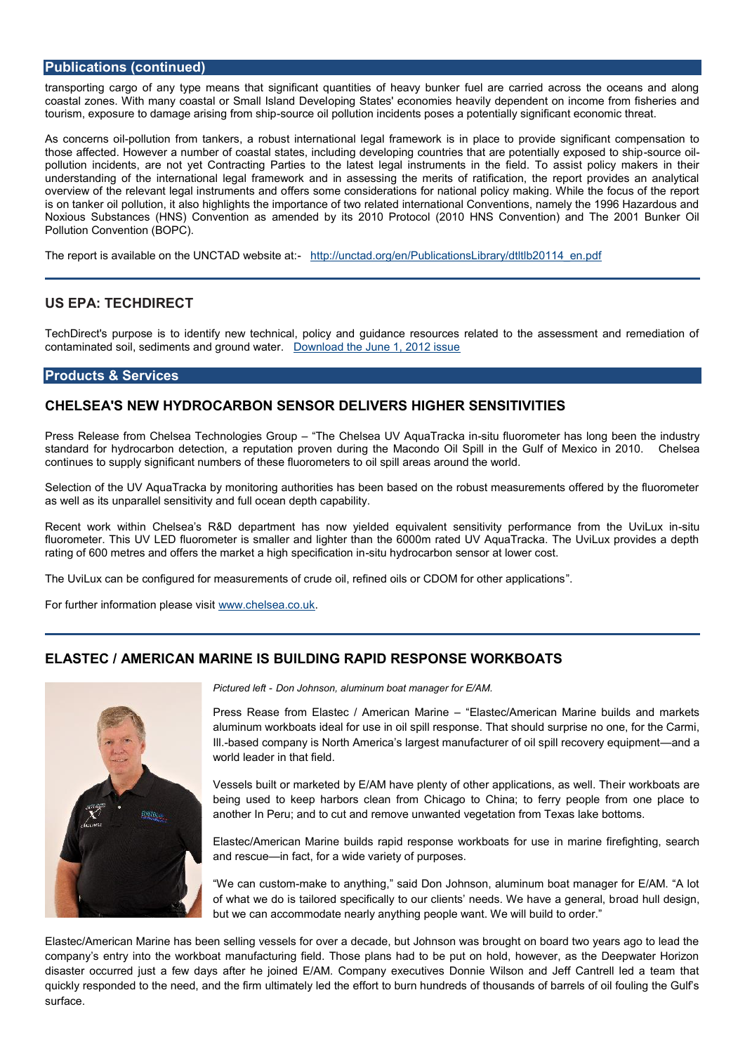## Publications (continued)

transporting cargo of any type means that significant quantities of heavy bunker fuel are carried across the oceans and along coastal zones. With many coastal or Small Island Developing States' economies heavily dependent on income from fisheries and tourism, exposure to damage arising from ship-source oil pollution incidents poses a potentially significant economic threat.

As concerns oil-pollution from tankers, a robust international legal framework is in place to provide significant compensation to those affected. However a number of coastal states, including developing countries that are potentially exposed to ship-source oil-pollution incidents, are not yet Contracting Parties to the latest legal instruments in the field. To assist policy makers in their understanding of the international legal framework and in assessing the merits of ratification, the report provides an analytical overview of the relevant legal instruments and offers some considerations for national policy making. While the focus of the report is on tanker oil pollution, it also highlights the importance of two related international Conventions, namely the 1996 Hazardous and Noxious Substances (HNS) Convention as amended by its 2010 Protocol (2010 HNS Convention) and The 2001 Bunker Oil Pollution Convention (BOPC).

The report is available on the UNCTAD website at:- http://unctad.org/en/PublicationsLibrary/dtltlb20114_en.pdf

### US EPA: TECHDIRECT

TechDirect's purpose is to identify new technical, policy and guidance resources related to the assessment and remediation of contaminated soil, sediments and ground water. Download the June 1, 2012 issue

## Products & Services

### CHELSEA'S NEW HYDROCARBON SENSOR DELIVERS HIGHER SENSITIVITIES

Press Release from Chelsea Technologies Group – "The Chelsea UV AquaTracka in-situ fluorometer has long been the industry standard for hydrocarbon detection, a reputation proven during the Macondo Oil Spill in the Gulf of Mexico in 2010. Chelsea continues to supply significant numbers of these fluorometers to oil spill areas around the world.

Selection of the UV AquaTracka by monitoring authorities has been based on the robust measurements offered by the fluorometer as well as its unparallel sensitivity and full ocean depth capability.

Recent work within Chelsea's R&D department has now yielded equivalent sensitivity performance from the UviLux in-situ fluorometer. This UV LED fluorometer is smaller and lighter than the 6000m rated UV AquaTracka. The UviLux provides a depth rating of 600 metres and offers the market a high specification in-situ hydrocarbon sensor at lower cost.

The UviLux can be configured for measurements of crude oil, refined oils or CDOM for other applications".

For further information please visit www.chelsea.co.uk.

### ELASTEC / AMERICAN MARINE IS BUILDING RAPID RESPONSE WORKBOATS

*Pictured left - Don Johnson, aluminum boat manager for E/AM.*

Press Rease from Elastec / American Marine – "Elastec/American Marine builds and markets aluminum workboats ideal for use in oil spill response. That should surprise no one, for the Carmi, Ill.-based company is North America's largest manufacturer of oil spill recovery equipment—and a world leader in that field.

Vessels built or marketed by E/AM have plenty of other applications, as well. Their workboats are being used to keep harbors clean from Chicago to China; to ferry people from one place to another In Peru; and to cut and remove unwanted vegetation from Texas lake bottoms.

Elastec/American Marine builds rapid response workboats for use in marine firefighting, search and rescue—in fact, for a wide variety of purposes.

"We can custom-make to anything," said Don Johnson, aluminum boat manager for E/AM. "A lot of what we do is tailored specifically to our clients' needs. We have a general, broad hull design, but we can accommodate nearly anything people want. We will build to order."

Elastec/American Marine has been selling vessels for over a decade, but Johnson was brought on board two years ago to lead the company's entry into the workboat manufacturing field. Those plans had to be put on hold, however, as the Deepwater Horizon disaster occurred just a few days after he joined E/AM. Company executives Donnie Wilson and Jeff Cantrell led a team that quickly responded to the need, and the firm ultimately led the effort to burn hundreds of thousands of barrels of oil fouling the Gulf's surface.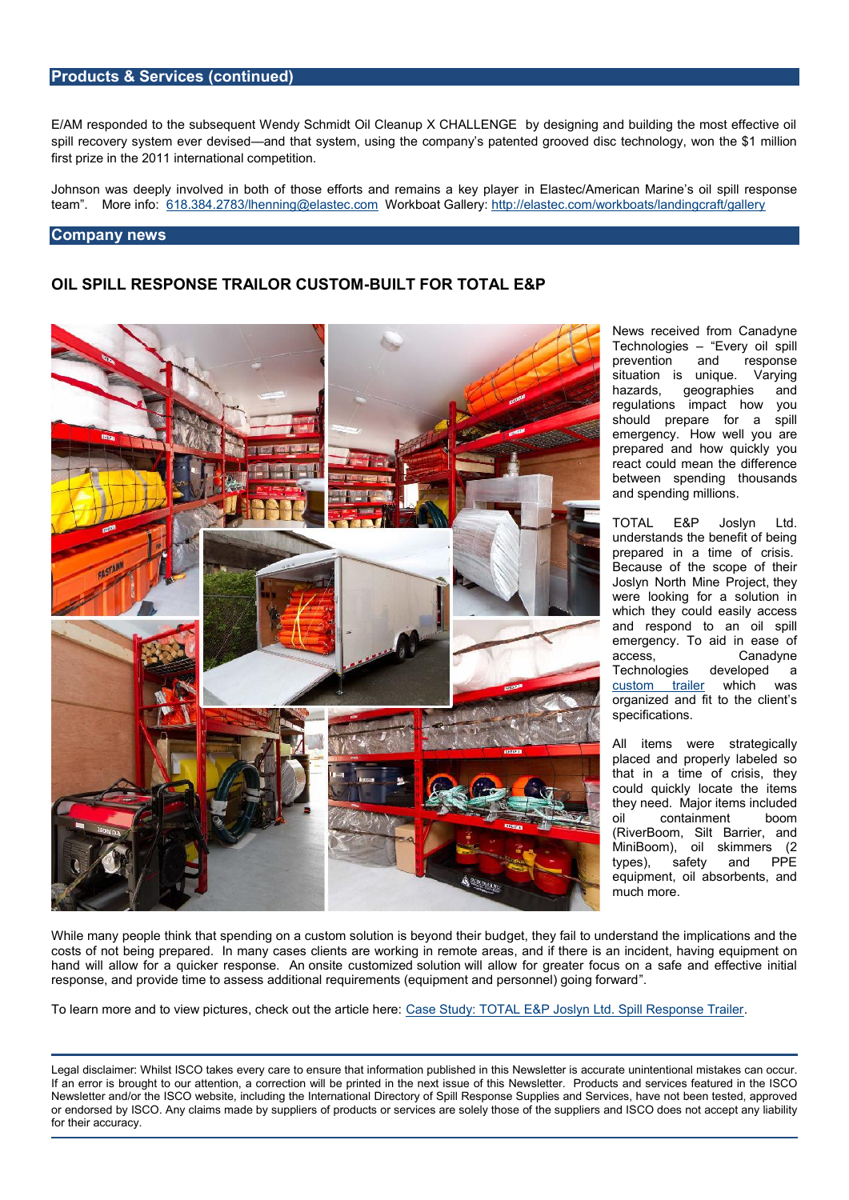## Products & Services (continued)

E/AM responded to the subsequent Wendy Schmidt Oil Cleanup X CHALLENGE by designing and building the most effective oil spill recovery system ever devised—and that system, using the company's patented grooved disc technology, won the $1 million first prize in the 2011 international competition.

Johnson was deeply involved in both of those efforts and remains a key player in Elastec/American Marine's oil spill response team". More info: 618.384.2783/lhenning@elastec.com Workboat Gallery: http://elastec.com/workboats/landingcraft/gallery

## Company news

### OIL SPILL RESPONSE TRAILOR CUSTOM-BUILT FOR TOTAL E&P

News received from Canadyne Technologies – "Every oil spill prevention and response situation is unique. Varying hazards, geographies and regulations impact how you should prepare for a spill emergency. How well you are prepared and how quickly you react could mean the difference between spending thousands and spending millions.

TOTAL E&P Joslyn Ltd. understands the benefit of being prepared in a time of crisis. Because of the scope of their Joslyn North Mine Project, they were looking for a solution in which they could easily access and respond to an oil spill emergency. To aid in ease of access, Canadyne Technologies developed a custom trailer which was organized and fit to the client's specifications.

All items were strategically placed and properly labeled so that in a time of crisis, they could quickly locate the items they need. Major items included oil containment boom (RiverBoom, Silt Barrier, and MiniBoom), oil skimmers (2 types), safety and PPE equipment, oil absorbents, and much more.

While many people think that spending on a custom solution is beyond their budget, they fail to understand the implications and the costs of not being prepared. In many cases clients are working in remote areas, and if there is an incident, having equipment on hand will allow for a quicker response. An onsite customized solution will allow for greater focus on a safe and effective initial response, and provide time to assess additional requirements (equipment and personnel) going forward".

To learn more and to view pictures, check out the article here: Case Study: TOTAL E&P Joslyn Ltd. Spill Response Trailer.

---

Legal disclaimer: Whilst ISCO takes every care to ensure that information published in this Newsletter is accurate unintentional mistakes can occur. If an error is brought to our attention, a correction will be printed in the next issue of this Newsletter. Products and services featured in the ISCO Newsletter and/or the ISCO website, including the International Directory of Spill Response Supplies and Services, have not been tested, approved or endorsed by ISCO. Any claims made by suppliers of products or services are solely those of the suppliers and ISCO does not accept any liability for their accuracy.